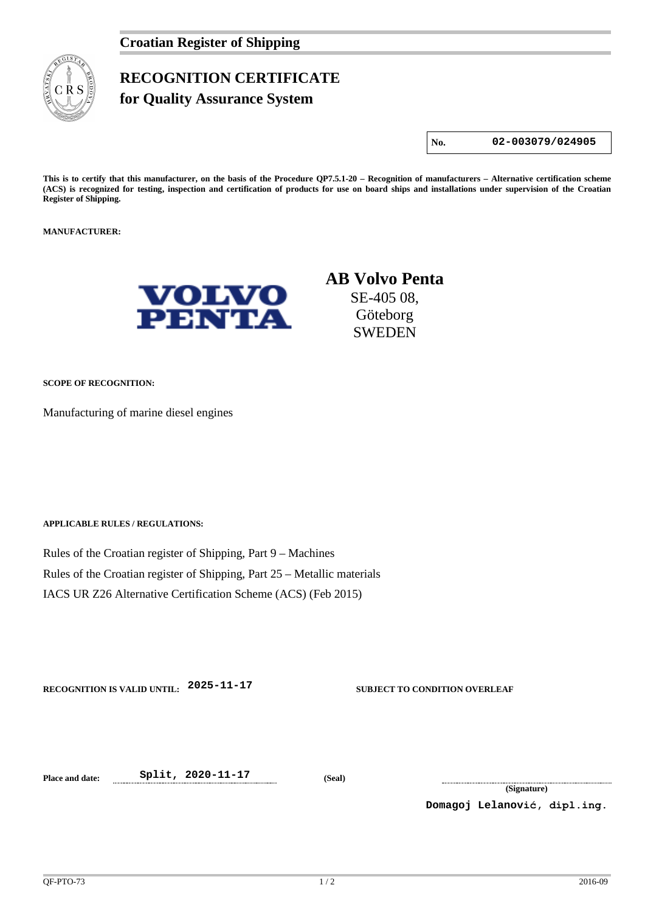**Croatian Register of Shipping**

# RECOGNITION CERTIFICATE
## for Quality Assurance System

| No. | 02-003079/024905 |
|---|---|

**This is to certify that this manufacturer, on the basis of the Procedure QP7.5.1-20 – Recognition of manufacturers – Alternative certification scheme (ACS) is recognized for testing, inspection and certification of products for use on board ships and installations under supervision of the Croatian Register of Shipping.**

**MANUFACTURER:**

VOLVO PENTA

**AB Volvo Penta**
SE-405 08,
Göteborg
SWEDEN

**SCOPE OF RECOGNITION:**

Manufacturing of marine diesel engines

**APPLICABLE RULES / REGULATIONS:**

Rules of the Croatian register of Shipping, Part 9 – Machines

Rules of the Croatian register of Shipping, Part 25 – Metallic materials

IACS UR Z26 Alternative Certification Scheme (ACS) (Feb 2015)

**RECOGNITION IS VALID UNTIL:** 2025-11-17 **SUBJECT TO CONDITION OVERLEAF**

**Place and date:** Split, 2020-11-17 **(Seal)**

**(Signature)**

Domagoj Lelanović, dipl.ing.

QF-PTO-73 2016-09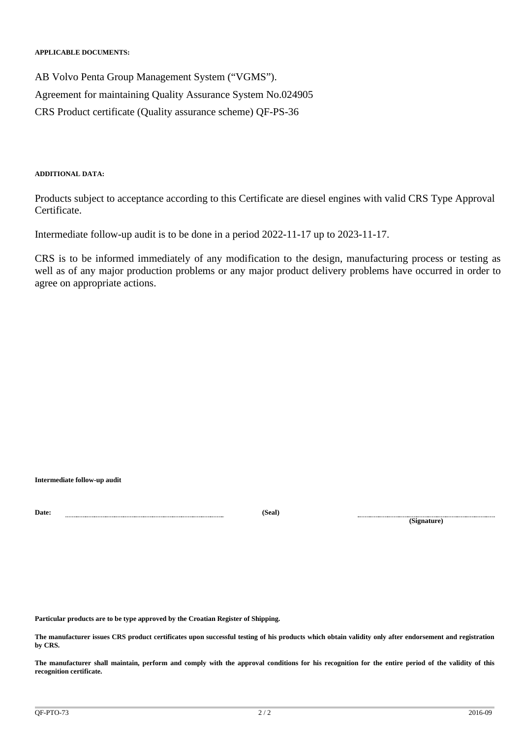**APPLICABLE DOCUMENTS:**

AB Volvo Penta Group Management System (“VGMS”).

Agreement for maintaining Quality Assurance System No.024905

CRS Product certificate (Quality assurance scheme) QF-PS-36

**ADDITIONAL DATA:**

Products subject to acceptance according to this Certificate are diesel engines with valid CRS Type Approval Certificate.

Intermediate follow-up audit is to be done in a period 2022-11-17 up to 2023-11-17.

CRS is to be informed immediately of any modification to the design, manufacturing process or testing as well as of any major production problems or any major product delivery problems have occurred in order to agree on appropriate actions.

**Intermediate follow-up audit**

**Date:** ............................................ **(Seal)** ............................................ **(Signature)**

**Particular products are to be type approved by the Croatian Register of Shipping.**

**The manufacturer issues CRS product certificates upon successful testing of his products which obtain validity only after endorsement and registration by CRS.**

**The manufacturer shall maintain, perform and comply with the approval conditions for his recognition for the entire period of the validity of this recognition certificate.**

QF-PTO-73 2016-09